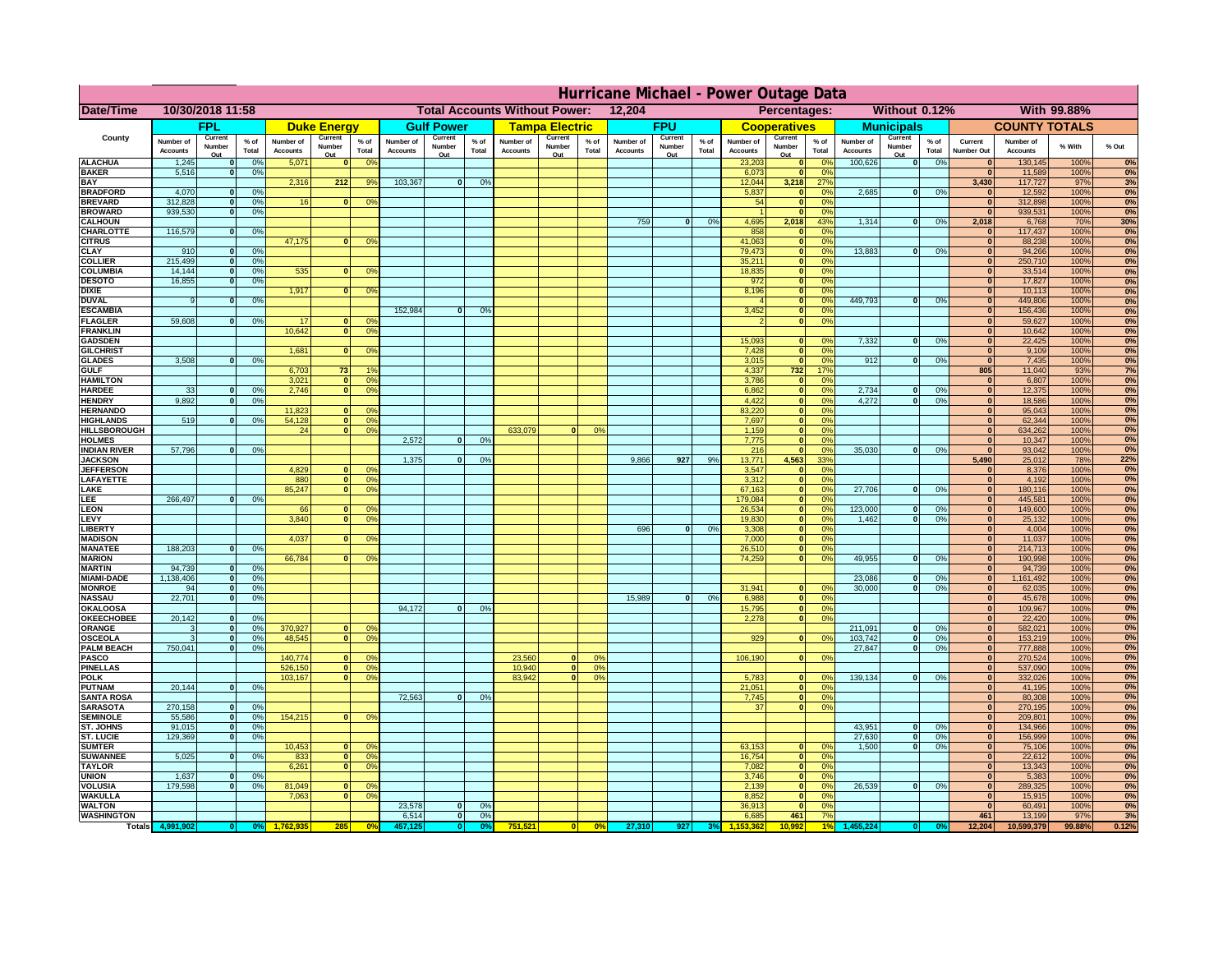# Hurricane Michael - Power Outage Data

| Date/Time | 10/30/2018 11:58 | Total Accounts Without Power: | 12,204 | Percentages: | Without 0.12% | With 99.88% |
|---|---|---|---|---|---|---|

| County | FPL | | | Duke Energy | | | Gulf Power | | | Tampa Electric | | | FPU | | | Cooperatives | | | Municipals | | | COUNTY TOTALS | | | |
|---|---|---|---|---|---|---|---|---|---|---|---|---|---|---|---|---|---|---|---|---|---|---|---|---|---|
| | Number of Accounts | Current Number Out | % of Total | Number of Accounts | Current Number Out | % of Total | Number of Accounts | Current Number Out | % of Total | Number of Accounts | Current Number Out | % of Total | Number of Accounts | Current Number Out | % of Total | Number of Accounts | Current Number Out | % of Total | Number of Accounts | Current Number Out | % of Total | Current Number Out | Number of Accounts | % With | % Out |
| ALACHUA | 1,245 | 0 | 0% | 5,071 | 0 | 0% | | | | | | | | | | 23,203 | 0 | 0% | 100,626 | 0 | 0% | 0 | 130,145 | 100% | 0% |
| BAKER | 5,516 | 0 | 0% | | | | | | | | | | | | | 6,073 | 0 | 0% | | | | 0 | 11,589 | 100% | 0% |
| BAY | | | | 2,316 | 212 | 9% | 103,367 | 0 | 0% | | | | | | | 12,044 | 3,218 | 27% | | | | 3,430 | 117,727 | 97% | 3% |
| BRADFORD | 4,070 | 0 | 0% | | | | | | | | | | | | | 5,837 | 0 | 0% | 2,685 | 0 | 0% | 0 | 12,592 | 100% | 0% |
| BREVARD | 312,828 | 0 | 0% | 16 | 0 | 0% | | | | | | | | | | 54 | 0 | 0% | | | | 0 | 312,898 | 100% | 0% |
| BROWARD | 939,530 | 0 | 0% | | | | | | | | | | | | | 1 | 0 | 0% | | | | 0 | 939,531 | 100% | 0% |
| CALHOUN | | | | | | | | | | | | | 759 | 0 | 0% | 4,695 | 2,018 | 43% | 1,314 | 0 | 0% | 2,018 | 6,768 | 70% | 30% |
| CHARLOTTE | 116,579 | 0 | 0% | | | | | | | | | | | | | 858 | 0 | 0% | | | | 0 | 117,437 | 100% | 0% |
| CITRUS | | | | 47,175 | 0 | 0% | | | | | | | | | | 41,063 | 0 | 0% | | | | 0 | 88,238 | 100% | 0% |
| CLAY | 910 | 0 | 0% | | | | | | | | | | | | | 79,473 | 0 | 0% | 13,883 | 0 | 0% | 0 | 94,266 | 100% | 0% |
| COLLIER | 215,499 | 0 | 0% | | | | | | | | | | | | | 35,211 | 0 | 0% | | | | 0 | 250,710 | 100% | 0% |
| COLUMBIA | 14,144 | 0 | 0% | 535 | 0 | 0% | | | | | | | | | | 18,835 | 0 | 0% | | | | 0 | 33,514 | 100% | 0% |
| DESOTO | 16,855 | 0 | 0% | | | | | | | | | | | | | 972 | 0 | 0% | | | | 0 | 17,827 | 100% | 0% |
| DIXIE | | | | 1,917 | 0 | 0% | | | | | | | | | | 8,196 | 0 | 0% | | | | 0 | 10,113 | 100% | 0% |
| DUVAL | 9 | 0 | 0% | | | | | | | | | | | | | 4 | 0 | 0% | 449,793 | 0 | 0% | 0 | 449,806 | 100% | 0% |
| ESCAMBIA | | | | | | | 152,984 | 0 | 0% | | | | | | | 3,452 | 0 | 0% | | | | 0 | 156,436 | 100% | 0% |
| FLAGLER | 59,608 | 0 | 0% | 17 | 0 | 0% | | | | | | | | | | 2 | 0 | 0% | | | | 0 | 59,627 | 100% | 0% |
| FRANKLIN | | | | 10,642 | 0 | 0% | | | | | | | | | | | | | | | | 0 | 10,642 | 100% | 0% |
| GADSDEN | | | | | | | | | | | | | | | | 15,093 | 0 | 0% | 7,332 | 0 | 0% | 0 | 22,425 | 100% | 0% |
| GILCHRIST | | | | 1,681 | 0 | 0% | | | | | | | | | | 7,428 | 0 | 0% | | | | 0 | 9,109 | 100% | 0% |
| GLADES | 3,508 | 0 | 0% | | | | | | | | | | | | | 3,015 | 0 | 0% | 912 | 0 | 0% | 0 | 7,435 | 100% | 0% |
| GULF | | | | 6,703 | 73 | 1% | | | | | | | | | | 4,337 | 732 | 17% | | | | 805 | 11,040 | 93% | 7% |
| HAMILTON | | | | 3,021 | 0 | 0% | | | | | | | | | | 3,786 | 0 | 0% | | | | 0 | 6,807 | 100% | 0% |
| HARDEE | 33 | 0 | 0% | 2,746 | 0 | 0% | | | | | | | | | | 6,862 | 0 | 0% | 2,734 | 0 | 0% | 0 | 12,375 | 100% | 0% |
| HENDRY | 9,892 | 0 | 0% | | | | | | | | | | | | | 4,422 | 0 | 0% | 4,272 | 0 | 0% | 0 | 18,586 | 100% | 0% |
| HERNANDO | | | | 11,823 | 0 | 0% | | | | | | | | | | 83,220 | 0 | 0% | | | | 0 | 95,043 | 100% | 0% |
| HIGHLANDS | 519 | 0 | 0% | 54,128 | 0 | 0% | | | | | | | | | | 7,697 | 0 | 0% | | | | 0 | 62,344 | 100% | 0% |
| HILLSBOROUGH | | | | 24 | 0 | 0% | | | | 633,079 | 0 | 0% | | | | 1,159 | 0 | 0% | | | | 0 | 634,262 | 100% | 0% |
| HOLMES | | | | | | | 2,572 | 0 | 0% | | | | | | | 7,775 | 0 | 0% | | | | 0 | 10,347 | 100% | 0% |
| INDIAN RIVER | 57,796 | 0 | 0% | | | | | | | | | | | | | 216 | 0 | 0% | 35,030 | 0 | 0% | 0 | 93,042 | 100% | 0% |
| JACKSON | | | | | | | 1,375 | 0 | 0% | | | | 9,866 | 927 | 9% | 13,771 | 4,563 | 33% | | | | 5,490 | 25,012 | 78% | 22% |
| JEFFERSON | | | | 4,829 | 0 | 0% | | | | | | | | | | 3,547 | 0 | 0% | | | | 0 | 8,376 | 100% | 0% |
| LAFAYETTE | | | | 880 | 0 | 0% | | | | | | | | | | 3,312 | 0 | 0% | | | | 0 | 4,192 | 100% | 0% |
| LAKE | | | | 85,247 | 0 | 0% | | | | | | | | | | 67,163 | 0 | 0% | 27,706 | 0 | 0% | 0 | 180,116 | 100% | 0% |
| LEE | 266,497 | 0 | 0% | | | | | | | | | | | | | 179,084 | 0 | 0% | | | | 0 | 445,581 | 100% | 0% |
| LEON | | | | 66 | 0 | 0% | | | | | | | | | | 26,534 | 0 | 0% | 123,000 | 0 | 0% | 0 | 149,600 | 100% | 0% |
| LEVY | | | | 3,840 | 0 | 0% | | | | | | | | | | 19,830 | 0 | 0% | 1,462 | 0 | 0% | 0 | 25,132 | 100% | 0% |
| LIBERTY | | | | | | | | | | | | | 696 | 0 | 0% | 3,308 | 0 | 0% | | | | 0 | 4,004 | 100% | 0% |
| MADISON | | | | 4,037 | 0 | 0% | | | | | | | | | | 7,000 | 0 | 0% | | | | 0 | 11,037 | 100% | 0% |
| MANATEE | 188,203 | 0 | 0% | | | | | | | | | | | | | 26,510 | 0 | 0% | | | | 0 | 214,713 | 100% | 0% |
| MARION | | | | 66,784 | 0 | 0% | | | | | | | | | | 74,259 | 0 | 0% | 49,955 | 0 | 0% | 0 | 190,998 | 100% | 0% |
| MARTIN | 94,739 | 0 | 0% | | | | | | | | | | | | | | | | | | | 0 | 94,739 | 100% | 0% |
| MIAMI-DADE | 1,138,406 | 0 | 0% | | | | | | | | | | | | | | | | 23,086 | 0 | 0% | 0 | 1,161,492 | 100% | 0% |
| MONROE | 94 | 0 | 0% | | | | | | | | | | | | | 31,941 | 0 | 0% | 30,000 | 0 | 0% | 0 | 62,035 | 100% | 0% |
| NASSAU | 22,701 | 0 | 0% | | | | | | | | | | 15,989 | 0 | 0% | 6,988 | 0 | 0% | | | | 0 | 45,678 | 100% | 0% |
| OKALOOSA | | | | | | | 94,172 | 0 | 0% | | | | | | | 15,795 | 0 | 0% | | | | 0 | 109,967 | 100% | 0% |
| OKEECHOBEE | 20,142 | 0 | 0% | | | | | | | | | | | | | 2,278 | 0 | 0% | | | | 0 | 22,420 | 100% | 0% |
| ORANGE | 3 | 0 | 0% | 370,927 | 0 | 0% | | | | | | | | | | | | | 211,091 | 0 | 0% | 0 | 582,021 | 100% | 0% |
| OSCEOLA | 3 | 0 | 0% | 48,545 | 0 | 0% | | | | | | | | | | 929 | 0 | 0% | 103,742 | 0 | 0% | 0 | 153,219 | 100% | 0% |
| PALM BEACH | 750,041 | 0 | 0% | | | | | | | | | | | | | | | | 27,847 | 0 | 0% | 0 | 777,888 | 100% | 0% |
| PASCO | | | | 140,774 | 0 | 0% | | | | 23,560 | 0 | 0% | | | | 106,190 | 0 | 0% | | | | 0 | 270,524 | 100% | 0% |
| PINELLAS | | | | 526,150 | 0 | 0% | | | | 10,940 | 0 | 0% | | | | | | | | | | 0 | 537,090 | 100% | 0% |
| POLK | | | | 103,167 | 0 | 0% | | | | 83,942 | 0 | 0% | | | | 5,783 | 0 | 0% | 139,134 | 0 | 0% | 0 | 332,026 | 100% | 0% |
| PUTNAM | 20,144 | 0 | 0% | | | | | | | | | | | | | 21,051 | 0 | 0% | | | | 0 | 41,195 | 100% | 0% |
| SANTA ROSA | | | | | | | 72,563 | 0 | 0% | | | | | | | 7,745 | 0 | 0% | | | | 0 | 80,308 | 100% | 0% |
| SARASOTA | 270,158 | 0 | 0% | | | | | | | | | | | | | 37 | 0 | 0% | | | | 0 | 270,195 | 100% | 0% |
| SEMINOLE | 55,586 | 0 | 0% | 154,215 | 0 | 0% | | | | | | | | | | | | | | | | 0 | 209,801 | 100% | 0% |
| ST. JOHNS | 91,015 | 0 | 0% | | | | | | | | | | | | | | | | 43,951 | 0 | 0% | 0 | 134,966 | 100% | 0% |
| ST. LUCIE | 129,369 | 0 | 0% | | | | | | | | | | | | | | | | 27,630 | 0 | 0% | 0 | 156,999 | 100% | 0% |
| SUMTER | | | | 10,453 | 0 | 0% | | | | | | | | | | 63,153 | 0 | 0% | 1,500 | 0 | 0% | 0 | 75,106 | 100% | 0% |
| SUWANNEE | 5,025 | 0 | 0% | 833 | 0 | 0% | | | | | | | | | | 16,754 | 0 | 0% | | | | 0 | 22,612 | 100% | 0% |
| TAYLOR | | | | 6,261 | 0 | 0% | | | | | | | | | | 7,082 | 0 | 0% | | | | 0 | 13,343 | 100% | 0% |
| UNION | 1,637 | 0 | 0% | | | | | | | | | | | | | 3,746 | 0 | 0% | | | | 0 | 5,383 | 100% | 0% |
| VOLUSIA | 179,598 | 0 | 0% | 81,049 | 0 | 0% | | | | | | | | | | 2,139 | 0 | 0% | 26,539 | 0 | 0% | 0 | 289,325 | 100% | 0% |
| WAKULLA | | | | 7,063 | 0 | 0% | | | | | | | | | | 8,852 | 0 | 0% | | | | 0 | 15,915 | 100% | 0% |
| WALTON | | | | | | | 23,578 | 0 | 0% | | | | | | | 36,913 | 0 | 0% | | | | 0 | 60,491 | 100% | 0% |
| WASHINGTON | | | | | | | 6,514 | 0 | 0% | | | | | | | 6,685 | 461 | 7% | | | | 461 | 13,199 | 97% | 3% |
| Totals | 4,991,902 | 0 | 0% | 1,762,935 | 285 | 0% | 457,125 | 0 | 0% | 751,521 | 0 | 0% | 27,310 | 927 | 3% | 1,153,362 | 10,992 | 1% | 1,455,224 | 0 | 0% | 12,204 | 10,599,379 | 99.88% | 0.12% |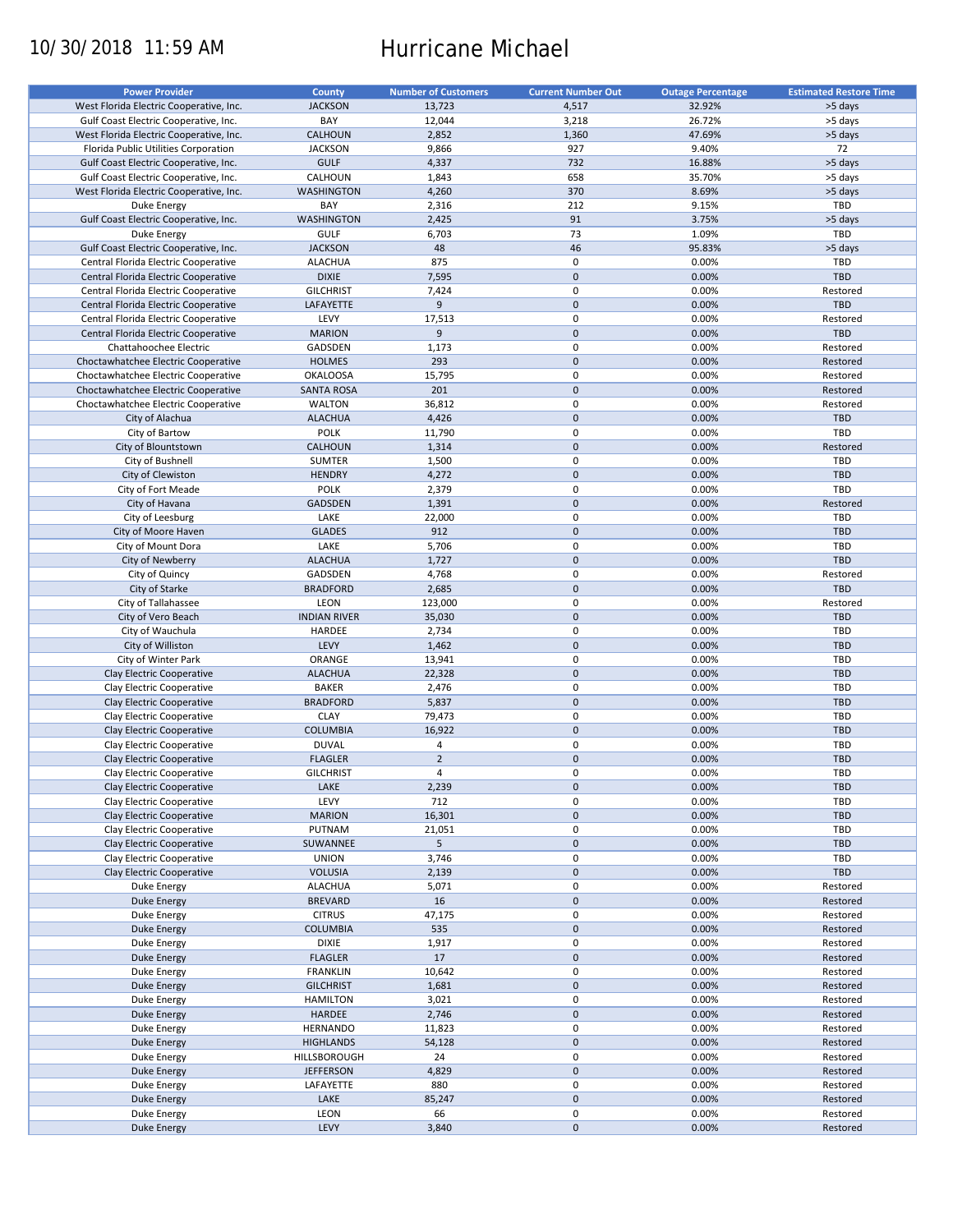10/30/2018 11:59 AM

# Hurricane Michael

| Power Provider | County | Number of Customers | Current Number Out | Outage Percentage | Estimated Restore Time |
|---|---|---|---|---|---|
| West Florida Electric Cooperative, Inc. | JACKSON | 13,723 | 4,517 | 32.92% | >5 days |
| Gulf Coast Electric Cooperative, Inc. | BAY | 12,044 | 3,218 | 26.72% | >5 days |
| West Florida Electric Cooperative, Inc. | CALHOUN | 2,852 | 1,360 | 47.69% | >5 days |
| Florida Public Utilities Corporation | JACKSON | 9,866 | 927 | 9.40% | 72 |
| Gulf Coast Electric Cooperative, Inc. | GULF | 4,337 | 732 | 16.88% | >5 days |
| Gulf Coast Electric Cooperative, Inc. | CALHOUN | 1,843 | 658 | 35.70% | >5 days |
| West Florida Electric Cooperative, Inc. | WASHINGTON | 4,260 | 370 | 8.69% | >5 days |
| Duke Energy | BAY | 2,316 | 212 | 9.15% | TBD |
| Gulf Coast Electric Cooperative, Inc. | WASHINGTON | 2,425 | 91 | 3.75% | >5 days |
| Duke Energy | GULF | 6,703 | 73 | 1.09% | TBD |
| Gulf Coast Electric Cooperative, Inc. | JACKSON | 48 | 46 | 95.83% | >5 days |
| Central Florida Electric Cooperative | ALACHUA | 875 | 0 | 0.00% | TBD |
| Central Florida Electric Cooperative | DIXIE | 7,595 | 0 | 0.00% | TBD |
| Central Florida Electric Cooperative | GILCHRIST | 7,424 | 0 | 0.00% | Restored |
| Central Florida Electric Cooperative | LAFAYETTE | 9 | 0 | 0.00% | TBD |
| Central Florida Electric Cooperative | LEVY | 17,513 | 0 | 0.00% | Restored |
| Central Florida Electric Cooperative | MARION | 9 | 0 | 0.00% | TBD |
| Chattahoochee Electric | GADSDEN | 1,173 | 0 | 0.00% | Restored |
| Choctawhatchee Electric Cooperative | HOLMES | 293 | 0 | 0.00% | Restored |
| Choctawhatchee Electric Cooperative | OKALOOSA | 15,795 | 0 | 0.00% | Restored |
| Choctawhatchee Electric Cooperative | SANTA ROSA | 201 | 0 | 0.00% | Restored |
| Choctawhatchee Electric Cooperative | WALTON | 36,812 | 0 | 0.00% | Restored |
| City of Alachua | ALACHUA | 4,426 | 0 | 0.00% | TBD |
| City of Bartow | POLK | 11,790 | 0 | 0.00% | TBD |
| City of Blountstown | CALHOUN | 1,314 | 0 | 0.00% | Restored |
| City of Bushnell | SUMTER | 1,500 | 0 | 0.00% | TBD |
| City of Clewiston | HENDRY | 4,272 | 0 | 0.00% | TBD |
| City of Fort Meade | POLK | 2,379 | 0 | 0.00% | TBD |
| City of Havana | GADSDEN | 1,391 | 0 | 0.00% | Restored |
| City of Leesburg | LAKE | 22,000 | 0 | 0.00% | TBD |
| City of Moore Haven | GLADES | 912 | 0 | 0.00% | TBD |
| City of Mount Dora | LAKE | 5,706 | 0 | 0.00% | TBD |
| City of Newberry | ALACHUA | 1,727 | 0 | 0.00% | TBD |
| City of Quincy | GADSDEN | 4,768 | 0 | 0.00% | Restored |
| City of Starke | BRADFORD | 2,685 | 0 | 0.00% | TBD |
| City of Tallahassee | LEON | 123,000 | 0 | 0.00% | Restored |
| City of Vero Beach | INDIAN RIVER | 35,030 | 0 | 0.00% | TBD |
| City of Wauchula | HARDEE | 2,734 | 0 | 0.00% | TBD |
| City of Williston | LEVY | 1,462 | 0 | 0.00% | TBD |
| City of Winter Park | ORANGE | 13,941 | 0 | 0.00% | TBD |
| Clay Electric Cooperative | ALACHUA | 22,328 | 0 | 0.00% | TBD |
| Clay Electric Cooperative | BAKER | 2,476 | 0 | 0.00% | TBD |
| Clay Electric Cooperative | BRADFORD | 5,837 | 0 | 0.00% | TBD |
| Clay Electric Cooperative | CLAY | 79,473 | 0 | 0.00% | TBD |
| Clay Electric Cooperative | COLUMBIA | 16,922 | 0 | 0.00% | TBD |
| Clay Electric Cooperative | DUVAL | 4 | 0 | 0.00% | TBD |
| Clay Electric Cooperative | FLAGLER | 2 | 0 | 0.00% | TBD |
| Clay Electric Cooperative | GILCHRIST | 4 | 0 | 0.00% | TBD |
| Clay Electric Cooperative | LAKE | 2,239 | 0 | 0.00% | TBD |
| Clay Electric Cooperative | LEVY | 712 | 0 | 0.00% | TBD |
| Clay Electric Cooperative | MARION | 16,301 | 0 | 0.00% | TBD |
| Clay Electric Cooperative | PUTNAM | 21,051 | 0 | 0.00% | TBD |
| Clay Electric Cooperative | SUWANNEE | 5 | 0 | 0.00% | TBD |
| Clay Electric Cooperative | UNION | 3,746 | 0 | 0.00% | TBD |
| Clay Electric Cooperative | VOLUSIA | 2,139 | 0 | 0.00% | TBD |
| Duke Energy | ALACHUA | 5,071 | 0 | 0.00% | Restored |
| Duke Energy | BREVARD | 16 | 0 | 0.00% | Restored |
| Duke Energy | CITRUS | 47,175 | 0 | 0.00% | Restored |
| Duke Energy | COLUMBIA | 535 | 0 | 0.00% | Restored |
| Duke Energy | DIXIE | 1,917 | 0 | 0.00% | Restored |
| Duke Energy | FLAGLER | 17 | 0 | 0.00% | Restored |
| Duke Energy | FRANKLIN | 10,642 | 0 | 0.00% | Restored |
| Duke Energy | GILCHRIST | 1,681 | 0 | 0.00% | Restored |
| Duke Energy | HAMILTON | 3,021 | 0 | 0.00% | Restored |
| Duke Energy | HARDEE | 2,746 | 0 | 0.00% | Restored |
| Duke Energy | HERNANDO | 11,823 | 0 | 0.00% | Restored |
| Duke Energy | HIGHLANDS | 54,128 | 0 | 0.00% | Restored |
| Duke Energy | HILLSBOROUGH | 24 | 0 | 0.00% | Restored |
| Duke Energy | JEFFERSON | 4,829 | 0 | 0.00% | Restored |
| Duke Energy | LAFAYETTE | 880 | 0 | 0.00% | Restored |
| Duke Energy | LAKE | 85,247 | 0 | 0.00% | Restored |
| Duke Energy | LEON | 66 | 0 | 0.00% | Restored |
| Duke Energy | LEVY | 3,840 | 0 | 0.00% | Restored |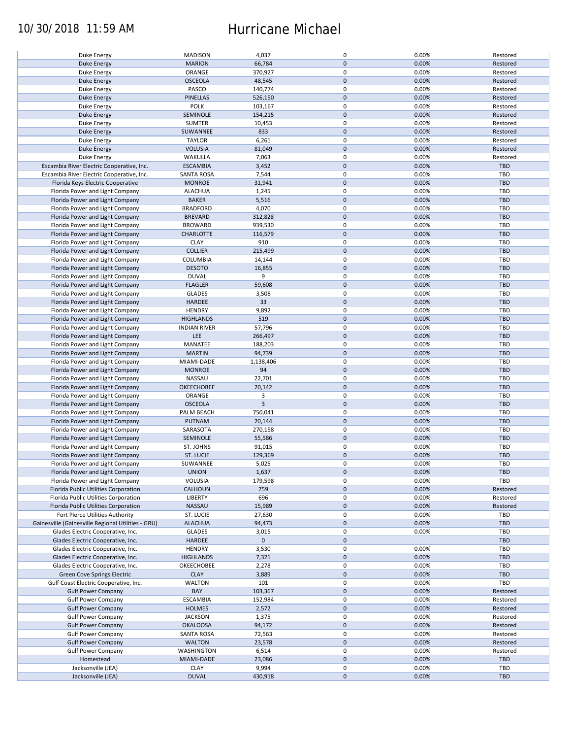| | | | | | |
|---|---|---|---|---|---|
| Duke Energy | MADISON | 4,037 | 0 | 0.00% | Restored |
| Duke Energy | MARION | 66,784 | 0 | 0.00% | Restored |
| Duke Energy | ORANGE | 370,927 | 0 | 0.00% | Restored |
| Duke Energy | OSCEOLA | 48,545 | 0 | 0.00% | Restored |
| Duke Energy | PASCO | 140,774 | 0 | 0.00% | Restored |
| Duke Energy | PINELLAS | 526,150 | 0 | 0.00% | Restored |
| Duke Energy | POLK | 103,167 | 0 | 0.00% | Restored |
| Duke Energy | SEMINOLE | 154,215 | 0 | 0.00% | Restored |
| Duke Energy | SUMTER | 10,453 | 0 | 0.00% | Restored |
| Duke Energy | SUWANNEE | 833 | 0 | 0.00% | Restored |
| Duke Energy | TAYLOR | 6,261 | 0 | 0.00% | Restored |
| Duke Energy | VOLUSIA | 81,049 | 0 | 0.00% | Restored |
| Duke Energy | WAKULLA | 7,063 | 0 | 0.00% | Restored |
| Escambia River Electric Cooperative, Inc. | ESCAMBIA | 3,452 | 0 | 0.00% | TBD |
| Escambia River Electric Cooperative, Inc. | SANTA ROSA | 7,544 | 0 | 0.00% | TBD |
| Florida Keys Electric Cooperative | MONROE | 31,941 | 0 | 0.00% | TBD |
| Florida Power and Light Company | ALACHUA | 1,245 | 0 | 0.00% | TBD |
| Florida Power and Light Company | BAKER | 5,516 | 0 | 0.00% | TBD |
| Florida Power and Light Company | BRADFORD | 4,070 | 0 | 0.00% | TBD |
| Florida Power and Light Company | BREVARD | 312,828 | 0 | 0.00% | TBD |
| Florida Power and Light Company | BROWARD | 939,530 | 0 | 0.00% | TBD |
| Florida Power and Light Company | CHARLOTTE | 116,579 | 0 | 0.00% | TBD |
| Florida Power and Light Company | CLAY | 910 | 0 | 0.00% | TBD |
| Florida Power and Light Company | COLLIER | 215,499 | 0 | 0.00% | TBD |
| Florida Power and Light Company | COLUMBIA | 14,144 | 0 | 0.00% | TBD |
| Florida Power and Light Company | DESOTO | 16,855 | 0 | 0.00% | TBD |
| Florida Power and Light Company | DUVAL | 9 | 0 | 0.00% | TBD |
| Florida Power and Light Company | FLAGLER | 59,608 | 0 | 0.00% | TBD |
| Florida Power and Light Company | GLADES | 3,508 | 0 | 0.00% | TBD |
| Florida Power and Light Company | HARDEE | 33 | 0 | 0.00% | TBD |
| Florida Power and Light Company | HENDRY | 9,892 | 0 | 0.00% | TBD |
| Florida Power and Light Company | HIGHLANDS | 519 | 0 | 0.00% | TBD |
| Florida Power and Light Company | INDIAN RIVER | 57,796 | 0 | 0.00% | TBD |
| Florida Power and Light Company | LEE | 266,497 | 0 | 0.00% | TBD |
| Florida Power and Light Company | MANATEE | 188,203 | 0 | 0.00% | TBD |
| Florida Power and Light Company | MARTIN | 94,739 | 0 | 0.00% | TBD |
| Florida Power and Light Company | MIAMI-DADE | 1,138,406 | 0 | 0.00% | TBD |
| Florida Power and Light Company | MONROE | 94 | 0 | 0.00% | TBD |
| Florida Power and Light Company | NASSAU | 22,701 | 0 | 0.00% | TBD |
| Florida Power and Light Company | OKEECHOBEE | 20,142 | 0 | 0.00% | TBD |
| Florida Power and Light Company | ORANGE | 3 | 0 | 0.00% | TBD |
| Florida Power and Light Company | OSCEOLA | 3 | 0 | 0.00% | TBD |
| Florida Power and Light Company | PALM BEACH | 750,041 | 0 | 0.00% | TBD |
| Florida Power and Light Company | PUTNAM | 20,144 | 0 | 0.00% | TBD |
| Florida Power and Light Company | SARASOTA | 270,158 | 0 | 0.00% | TBD |
| Florida Power and Light Company | SEMINOLE | 55,586 | 0 | 0.00% | TBD |
| Florida Power and Light Company | ST. JOHNS | 91,015 | 0 | 0.00% | TBD |
| Florida Power and Light Company | ST. LUCIE | 129,369 | 0 | 0.00% | TBD |
| Florida Power and Light Company | SUWANNEE | 5,025 | 0 | 0.00% | TBD |
| Florida Power and Light Company | UNION | 1,637 | 0 | 0.00% | TBD |
| Florida Power and Light Company | VOLUSIA | 179,598 | 0 | 0.00% | TBD |
| Florida Public Utilities Corporation | CALHOUN | 759 | 0 | 0.00% | Restored |
| Florida Public Utilities Corporation | LIBERTY | 696 | 0 | 0.00% | Restored |
| Florida Public Utilities Corporation | NASSAU | 15,989 | 0 | 0.00% | Restored |
| Fort Pierce Utilities Authority | ST. LUCIE | 27,630 | 0 | 0.00% | TBD |
| Gainesville (Gainesville Regional Utilities - GRU) | ALACHUA | 94,473 | 0 | 0.00% | TBD |
| Glades Electric Cooperative, Inc. | GLADES | 3,015 | 0 | 0.00% | TBD |
| Glades Electric Cooperative, Inc. | HARDEE | 0 | 0 | | TBD |
| Glades Electric Cooperative, Inc. | HENDRY | 3,530 | 0 | 0.00% | TBD |
| Glades Electric Cooperative, Inc. | HIGHLANDS | 7,321 | 0 | 0.00% | TBD |
| Glades Electric Cooperative, Inc. | OKEECHOBEE | 2,278 | 0 | 0.00% | TBD |
| Green Cove Springs Electric | CLAY | 3,889 | 0 | 0.00% | TBD |
| Gulf Coast Electric Cooperative, Inc. | WALTON | 101 | 0 | 0.00% | TBD |
| Gulf Power Company | BAY | 103,367 | 0 | 0.00% | Restored |
| Gulf Power Company | ESCAMBIA | 152,984 | 0 | 0.00% | Restored |
| Gulf Power Company | HOLMES | 2,572 | 0 | 0.00% | Restored |
| Gulf Power Company | JACKSON | 1,375 | 0 | 0.00% | Restored |
| Gulf Power Company | OKALOOSA | 94,172 | 0 | 0.00% | Restored |
| Gulf Power Company | SANTA ROSA | 72,563 | 0 | 0.00% | Restored |
| Gulf Power Company | WALTON | 23,578 | 0 | 0.00% | Restored |
| Gulf Power Company | WASHINGTON | 6,514 | 0 | 0.00% | Restored |
| Homestead | MIAMI-DADE | 23,086 | 0 | 0.00% | TBD |
| Jacksonville (JEA) | CLAY | 9,994 | 0 | 0.00% | TBD |
| Jacksonville (JEA) | DUVAL | 430,918 | 0 | 0.00% | TBD |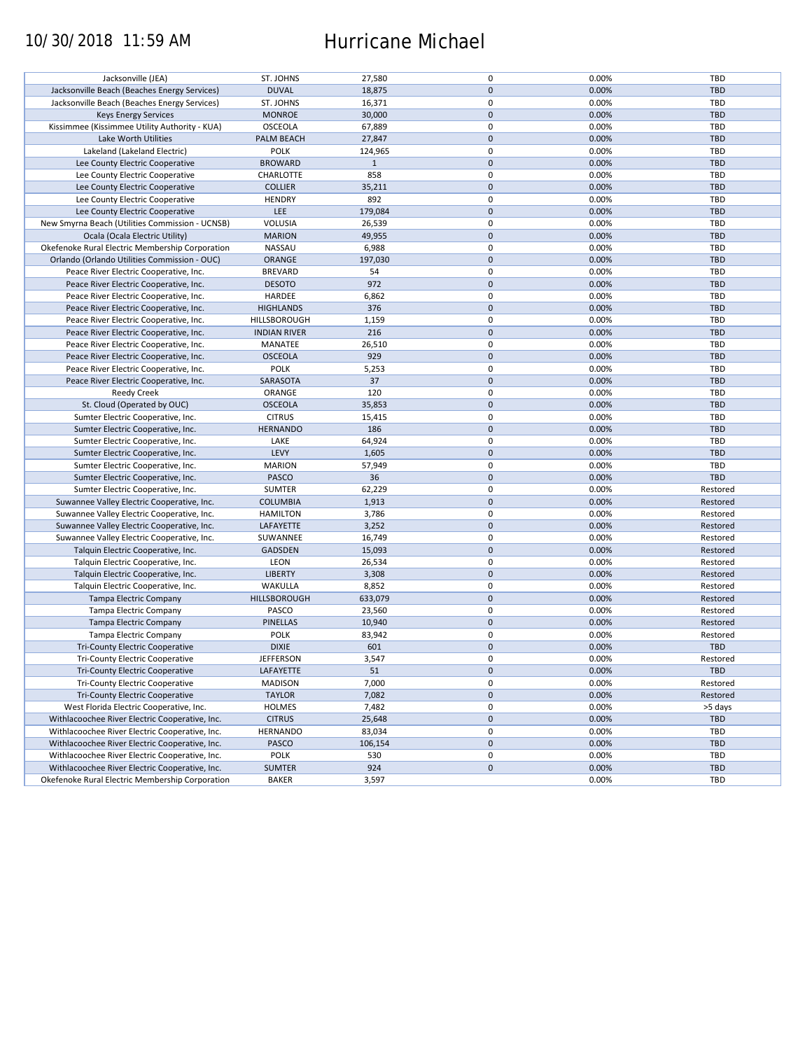| | | | | | |
|---|---|---|---|---|---|
| Jacksonville (JEA) | ST. JOHNS | 27,580 | 0 | 0.00% | TBD |
| Jacksonville Beach (Beaches Energy Services) | DUVAL | 18,875 | 0 | 0.00% | TBD |
| Jacksonville Beach (Beaches Energy Services) | ST. JOHNS | 16,371 | 0 | 0.00% | TBD |
| Keys Energy Services | MONROE | 30,000 | 0 | 0.00% | TBD |
| Kissimmee (Kissimmee Utility Authority - KUA) | OSCEOLA | 67,889 | 0 | 0.00% | TBD |
| Lake Worth Utilities | PALM BEACH | 27,847 | 0 | 0.00% | TBD |
| Lakeland (Lakeland Electric) | POLK | 124,965 | 0 | 0.00% | TBD |
| Lee County Electric Cooperative | BROWARD | 1 | 0 | 0.00% | TBD |
| Lee County Electric Cooperative | CHARLOTTE | 858 | 0 | 0.00% | TBD |
| Lee County Electric Cooperative | COLLIER | 35,211 | 0 | 0.00% | TBD |
| Lee County Electric Cooperative | HENDRY | 892 | 0 | 0.00% | TBD |
| Lee County Electric Cooperative | LEE | 179,084 | 0 | 0.00% | TBD |
| New Smyrna Beach (Utilities Commission - UCNSB) | VOLUSIA | 26,539 | 0 | 0.00% | TBD |
| Ocala (Ocala Electric Utility) | MARION | 49,955 | 0 | 0.00% | TBD |
| Okefenoke Rural Electric Membership Corporation | NASSAU | 6,988 | 0 | 0.00% | TBD |
| Orlando (Orlando Utilities Commission - OUC) | ORANGE | 197,030 | 0 | 0.00% | TBD |
| Peace River Electric Cooperative, Inc. | BREVARD | 54 | 0 | 0.00% | TBD |
| Peace River Electric Cooperative, Inc. | DESOTO | 972 | 0 | 0.00% | TBD |
| Peace River Electric Cooperative, Inc. | HARDEE | 6,862 | 0 | 0.00% | TBD |
| Peace River Electric Cooperative, Inc. | HIGHLANDS | 376 | 0 | 0.00% | TBD |
| Peace River Electric Cooperative, Inc. | HILLSBOROUGH | 1,159 | 0 | 0.00% | TBD |
| Peace River Electric Cooperative, Inc. | INDIAN RIVER | 216 | 0 | 0.00% | TBD |
| Peace River Electric Cooperative, Inc. | MANATEE | 26,510 | 0 | 0.00% | TBD |
| Peace River Electric Cooperative, Inc. | OSCEOLA | 929 | 0 | 0.00% | TBD |
| Peace River Electric Cooperative, Inc. | POLK | 5,253 | 0 | 0.00% | TBD |
| Peace River Electric Cooperative, Inc. | SARASOTA | 37 | 0 | 0.00% | TBD |
| Reedy Creek | ORANGE | 120 | 0 | 0.00% | TBD |
| St. Cloud (Operated by OUC) | OSCEOLA | 35,853 | 0 | 0.00% | TBD |
| Sumter Electric Cooperative, Inc. | CITRUS | 15,415 | 0 | 0.00% | TBD |
| Sumter Electric Cooperative, Inc. | HERNANDO | 186 | 0 | 0.00% | TBD |
| Sumter Electric Cooperative, Inc. | LAKE | 64,924 | 0 | 0.00% | TBD |
| Sumter Electric Cooperative, Inc. | LEVY | 1,605 | 0 | 0.00% | TBD |
| Sumter Electric Cooperative, Inc. | MARION | 57,949 | 0 | 0.00% | TBD |
| Sumter Electric Cooperative, Inc. | PASCO | 36 | 0 | 0.00% | TBD |
| Sumter Electric Cooperative, Inc. | SUMTER | 62,229 | 0 | 0.00% | Restored |
| Suwannee Valley Electric Cooperative, Inc. | COLUMBIA | 1,913 | 0 | 0.00% | Restored |
| Suwannee Valley Electric Cooperative, Inc. | HAMILTON | 3,786 | 0 | 0.00% | Restored |
| Suwannee Valley Electric Cooperative, Inc. | LAFAYETTE | 3,252 | 0 | 0.00% | Restored |
| Suwannee Valley Electric Cooperative, Inc. | SUWANNEE | 16,749 | 0 | 0.00% | Restored |
| Talquin Electric Cooperative, Inc. | GADSDEN | 15,093 | 0 | 0.00% | Restored |
| Talquin Electric Cooperative, Inc. | LEON | 26,534 | 0 | 0.00% | Restored |
| Talquin Electric Cooperative, Inc. | LIBERTY | 3,308 | 0 | 0.00% | Restored |
| Talquin Electric Cooperative, Inc. | WAKULLA | 8,852 | 0 | 0.00% | Restored |
| Tampa Electric Company | HILLSBOROUGH | 633,079 | 0 | 0.00% | Restored |
| Tampa Electric Company | PASCO | 23,560 | 0 | 0.00% | Restored |
| Tampa Electric Company | PINELLAS | 10,940 | 0 | 0.00% | Restored |
| Tampa Electric Company | POLK | 83,942 | 0 | 0.00% | Restored |
| Tri-County Electric Cooperative | DIXIE | 601 | 0 | 0.00% | TBD |
| Tri-County Electric Cooperative | JEFFERSON | 3,547 | 0 | 0.00% | Restored |
| Tri-County Electric Cooperative | LAFAYETTE | 51 | 0 | 0.00% | TBD |
| Tri-County Electric Cooperative | MADISON | 7,000 | 0 | 0.00% | Restored |
| Tri-County Electric Cooperative | TAYLOR | 7,082 | 0 | 0.00% | Restored |
| West Florida Electric Cooperative, Inc. | HOLMES | 7,482 | 0 | 0.00% | >5 days |
| Withlacoochee River Electric Cooperative, Inc. | CITRUS | 25,648 | 0 | 0.00% | TBD |
| Withlacoochee River Electric Cooperative, Inc. | HERNANDO | 83,034 | 0 | 0.00% | TBD |
| Withlacoochee River Electric Cooperative, Inc. | PASCO | 106,154 | 0 | 0.00% | TBD |
| Withlacoochee River Electric Cooperative, Inc. | POLK | 530 | 0 | 0.00% | TBD |
| Withlacoochee River Electric Cooperative, Inc. | SUMTER | 924 | 0 | 0.00% | TBD |
| Okefenoke Rural Electric Membership Corporation | BAKER | 3,597 | | 0.00% | TBD |